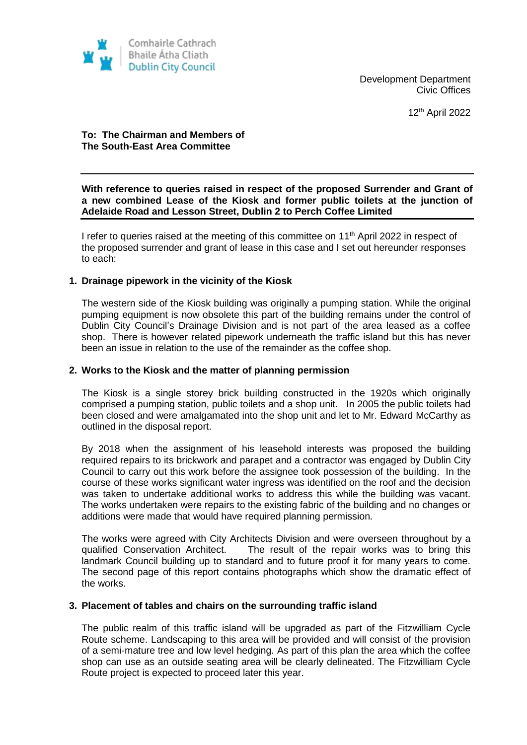Comhairle Cathrach
Bhaile Átha Cliath
Dublin City Council

Development Department
Civic Offices

12th April 2022

**To: The Chairman and Members of**
**The South-East Area Committee**

---

**With reference to queries raised in respect of the proposed Surrender and Grant of a new combined Lease of the Kiosk and former public toilets at the junction of Adelaide Road and Lesson Street, Dublin 2 to Perch Coffee Limited**

---

I refer to queries raised at the meeting of this committee on 11th April 2022 in respect of the proposed surrender and grant of lease in this case and I set out hereunder responses to each:

### 1. Drainage pipework in the vicinity of the Kiosk

The western side of the Kiosk building was originally a pumping station. While the original pumping equipment is now obsolete this part of the building remains under the control of Dublin City Council's Drainage Division and is not part of the area leased as a coffee shop. There is however related pipework underneath the traffic island but this has never been an issue in relation to the use of the remainder as the coffee shop.

### 2. Works to the Kiosk and the matter of planning permission

The Kiosk is a single storey brick building constructed in the 1920s which originally comprised a pumping station, public toilets and a shop unit. In 2005 the public toilets had been closed and were amalgamated into the shop unit and let to Mr. Edward McCarthy as outlined in the disposal report.

By 2018 when the assignment of his leasehold interests was proposed the building required repairs to its brickwork and parapet and a contractor was engaged by Dublin City Council to carry out this work before the assignee took possession of the building. In the course of these works significant water ingress was identified on the roof and the decision was taken to undertake additional works to address this while the building was vacant. The works undertaken were repairs to the existing fabric of the building and no changes or additions were made that would have required planning permission.

The works were agreed with City Architects Division and were overseen throughout by a qualified Conservation Architect. The result of the repair works was to bring this landmark Council building up to standard and to future proof it for many years to come. The second page of this report contains photographs which show the dramatic effect of the works.

### 3. Placement of tables and chairs on the surrounding traffic island

The public realm of this traffic island will be upgraded as part of the Fitzwilliam Cycle Route scheme. Landscaping to this area will be provided and will consist of the provision of a semi-mature tree and low level hedging. As part of this plan the area which the coffee shop can use as an outside seating area will be clearly delineated. The Fitzwilliam Cycle Route project is expected to proceed later this year.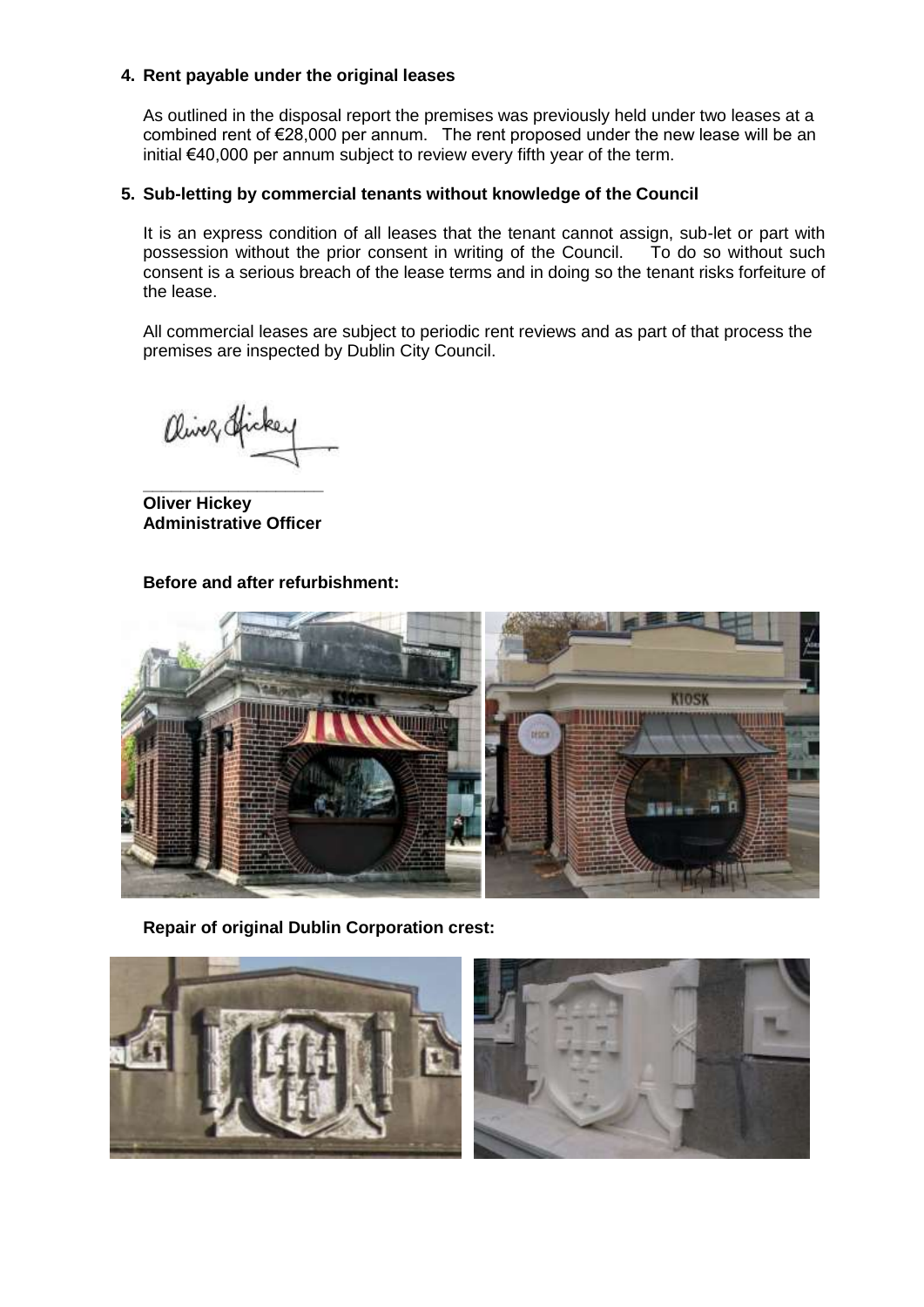**4. Rent payable under the original leases**

As outlined in the disposal report the premises was previously held under two leases at a combined rent of €28,000 per annum. The rent proposed under the new lease will be an initial €40,000 per annum subject to review every fifth year of the term.

**5. Sub-letting by commercial tenants without knowledge of the Council**

It is an express condition of all leases that the tenant cannot assign, sub-let or part with possession without the prior consent in writing of the Council. To do so without such consent is a serious breach of the lease terms and in doing so the tenant risks forfeiture of the lease.

All commercial leases are subject to periodic rent reviews and as part of that process the premises are inspected by Dublin City Council.

\_\_\_\_\_\_\_\_\_\_\_\_\_\_\_\_\_\_\_\_

**Oliver Hickey**
**Administrative Officer**

**Before and after refurbishment:**

**Repair of original Dublin Corporation crest:**